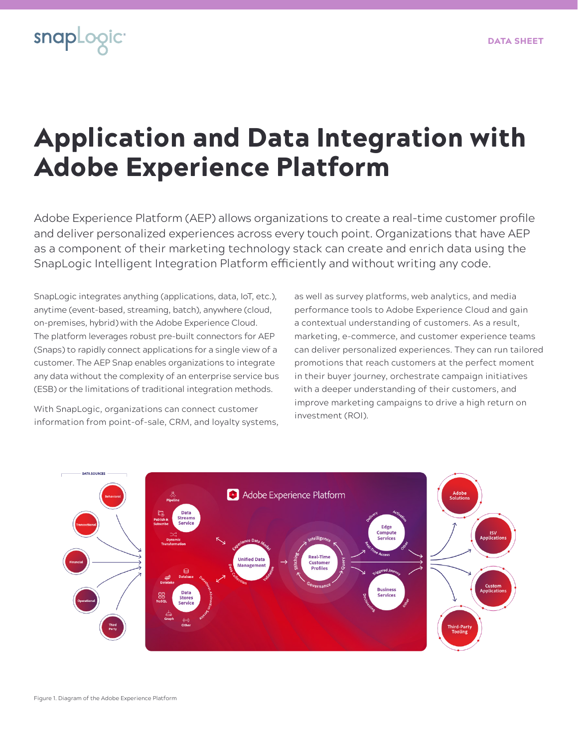# Application and Data Integration with Adobe Experience Platform

Adobe Experience Platform (AEP) allows organizations to create a real-time customer profile and deliver personalized experiences across every touch point. Organizations that have AEP as a component of their marketing technology stack can create and enrich data using the SnapLogic Intelligent Integration Platform efficiently and without writing any code.

SnapLogic integrates anything (applications, data, IoT, etc.), anytime (event-based, streaming, batch), anywhere (cloud, on-premises, hybrid) with the Adobe Experience Cloud. The platform leverages robust pre-built connectors for AEP (Snaps) to rapidly connect applications for a single view of a customer. The AEP Snap enables organizations to integrate any data without the complexity of an enterprise service bus (ESB) or the limitations of traditional integration methods.

With SnapLogic, organizations can connect customer information from point-of-sale, CRM, and loyalty systems, as well as survey platforms, web analytics, and media performance tools to Adobe Experience Cloud and gain a contextual understanding of customers. As a result, marketing, e-commerce, and customer experience teams can deliver personalized experiences. They can run tailored promotions that reach customers at the perfect moment in their buyer journey, orchestrate campaign initiatives with a deeper understanding of their customers, and improve marketing campaigns to drive a high return on investment (ROI).

Figure 1. Diagram of the Adobe Experience Platform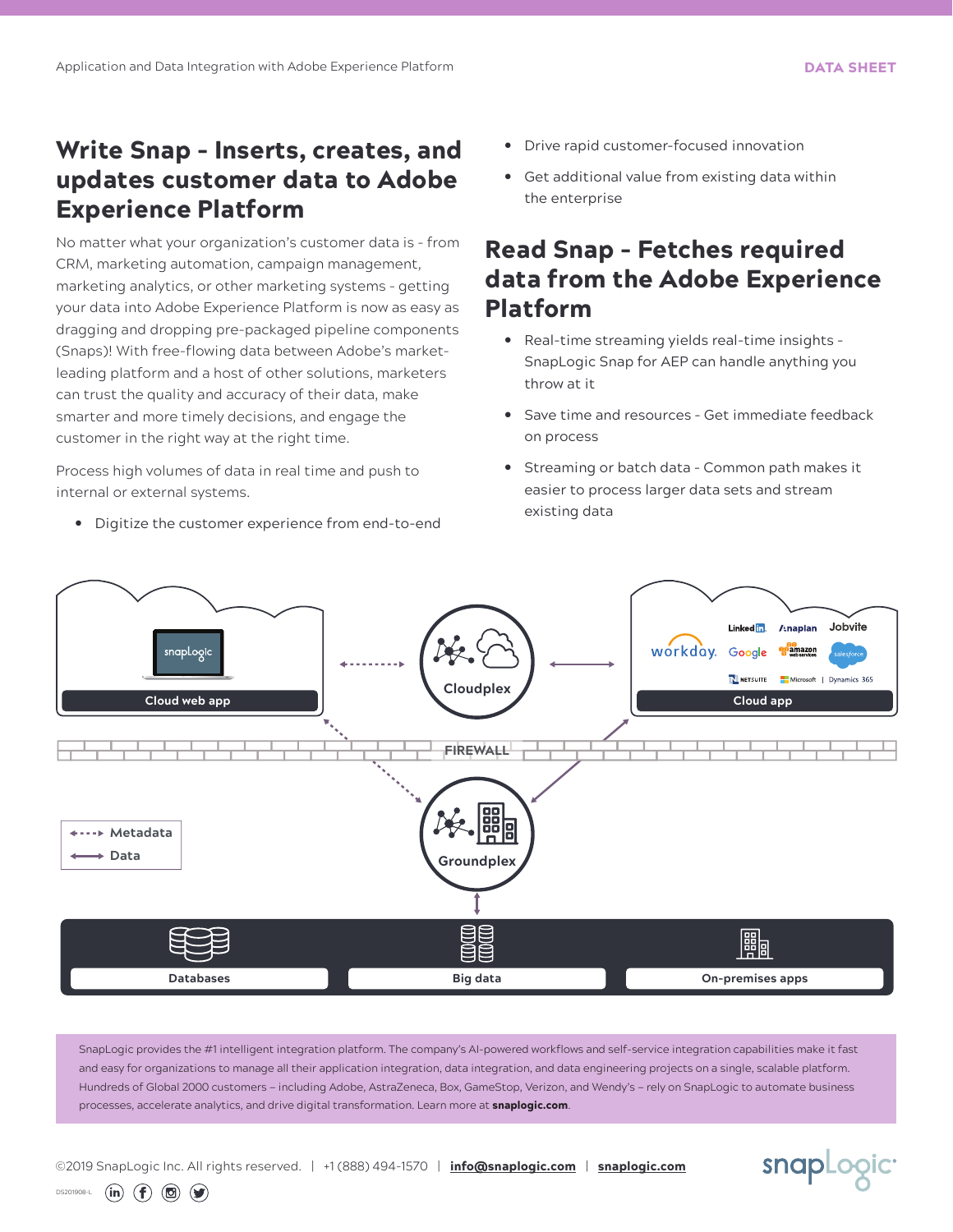## Write Snap - Inserts, creates, and updates customer data to Adobe Experience Platform

No matter what your organization's customer data is - from CRM, marketing automation, campaign management, marketing analytics, or other marketing systems - getting your data into Adobe Experience Platform is now as easy as dragging and dropping pre-packaged pipeline components (Snaps)! With free-flowing data between Adobe's market-leading platform and a host of other solutions, marketers can trust the quality and accuracy of their data, make smarter and more timely decisions, and engage the customer in the right way at the right time.

Process high volumes of data in real time and push to internal or external systems.

- Digitize the customer experience from end-to-end
- Drive rapid customer-focused innovation
- Get additional value from existing data within the enterprise

## Read Snap - Fetches required data from the Adobe Experience Platform

- Real-time streaming yields real-time insights - SnapLogic Snap for AEP can handle anything you throw at it
- Save time and resources - Get immediate feedback on process
- Streaming or batch data - Common path makes it easier to process larger data sets and stream existing data

Cloud web app

Cloudplex

Cloud app

FIREWALL

Metadata

Data

Groundplex

Databases

Big data

On-premises apps

SnapLogic provides the #1 intelligent integration platform. The company's AI-powered workflows and self-service integration capabilities make it fast and easy for organizations to manage all their application integration, data integration, and data engineering projects on a single, scalable platform. Hundreds of Global 2000 customers – including Adobe, AstraZeneca, Box, GameStop, Verizon, and Wendy's – rely on SnapLogic to automate business processes, accelerate analytics, and drive digital transformation. Learn more at **snaplogic.com**.

©2019 SnapLogic Inc. All rights reserved. | +1 (888) 494-1570 | **info@snaplogic.com** | **snaplogic.com**

DS201908-L